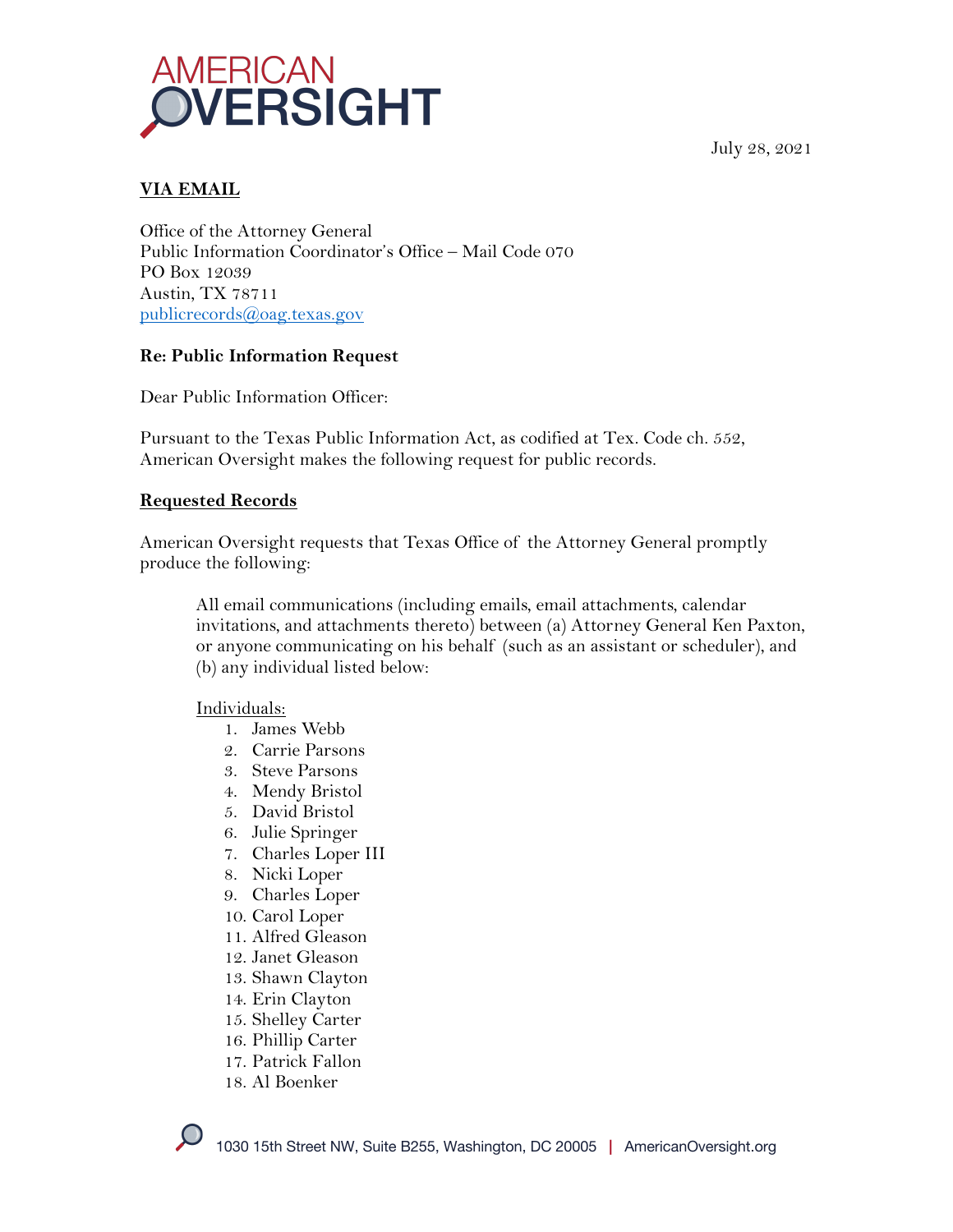AMERICAN OVERSIGHT

July 28, 2021

**VIA EMAIL**

Office of the Attorney General
Public Information Coordinator's Office – Mail Code 070
PO Box 12039
Austin, TX 78711
publicrecords@oag.texas.gov

**Re: Public Information Request**

Dear Public Information Officer:

Pursuant to the Texas Public Information Act, as codified at Tex. Code ch. 552, American Oversight makes the following request for public records.

**Requested Records**

American Oversight requests that Texas Office of the Attorney General promptly produce the following:

> All email communications (including emails, email attachments, calendar invitations, and attachments thereto) between (a) Attorney General Ken Paxton, or anyone communicating on his behalf (such as an assistant or scheduler), and (b) any individual listed below:
>
> Individuals:
> 1. James Webb
> 2. Carrie Parsons
> 3. Steve Parsons
> 4. Mendy Bristol
> 5. David Bristol
> 6. Julie Springer
> 7. Charles Loper III
> 8. Nicki Loper
> 9. Charles Loper
> 10. Carol Loper
> 11. Alfred Gleason
> 12. Janet Gleason
> 13. Shawn Clayton
> 14. Erin Clayton
> 15. Shelley Carter
> 16. Phillip Carter
> 17. Patrick Fallon
> 18. Al Boenker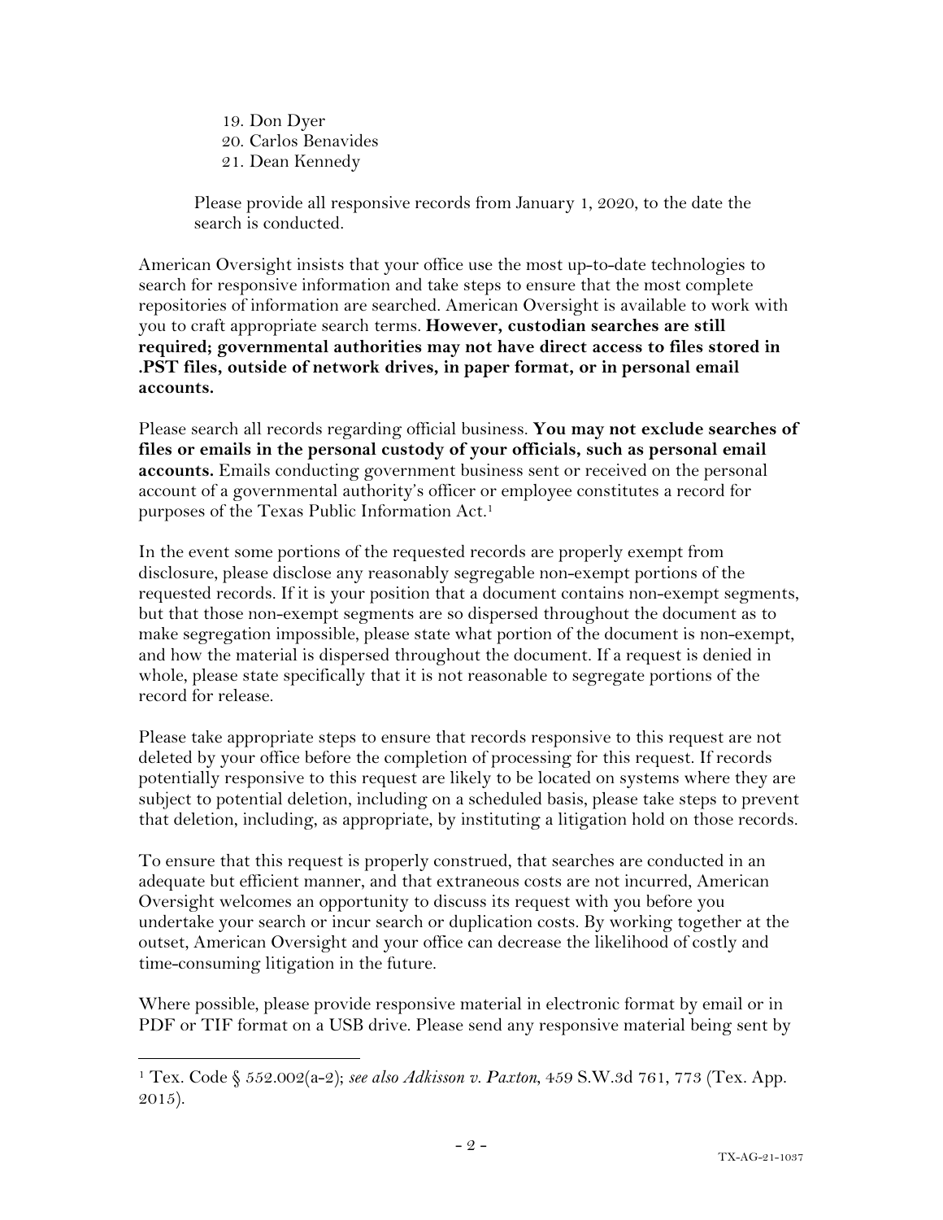19. Don Dyer
20. Carlos Benavides
21. Dean Kennedy

Please provide all responsive records from January 1, 2020, to the date the search is conducted.

American Oversight insists that your office use the most up-to-date technologies to search for responsive information and take steps to ensure that the most complete repositories of information are searched. American Oversight is available to work with you to craft appropriate search terms. **However, custodian searches are still required; governmental authorities may not have direct access to files stored in .PST files, outside of network drives, in paper format, or in personal email accounts.**

Please search all records regarding official business. **You may not exclude searches of files or emails in the personal custody of your officials, such as personal email accounts.** Emails conducting government business sent or received on the personal account of a governmental authority's officer or employee constitutes a record for purposes of the Texas Public Information Act.[1]

In the event some portions of the requested records are properly exempt from disclosure, please disclose any reasonably segregable non-exempt portions of the requested records. If it is your position that a document contains non-exempt segments, but that those non-exempt segments are so dispersed throughout the document as to make segregation impossible, please state what portion of the document is non-exempt, and how the material is dispersed throughout the document. If a request is denied in whole, please state specifically that it is not reasonable to segregate portions of the record for release.

Please take appropriate steps to ensure that records responsive to this request are not deleted by your office before the completion of processing for this request. If records potentially responsive to this request are likely to be located on systems where they are subject to potential deletion, including on a scheduled basis, please take steps to prevent that deletion, including, as appropriate, by instituting a litigation hold on those records.

To ensure that this request is properly construed, that searches are conducted in an adequate but efficient manner, and that extraneous costs are not incurred, American Oversight welcomes an opportunity to discuss its request with you before you undertake your search or incur search or duplication costs. By working together at the outset, American Oversight and your office can decrease the likelihood of costly and time-consuming litigation in the future.

Where possible, please provide responsive material in electronic format by email or in PDF or TIF format on a USB drive. Please send any responsive material being sent by

---

[1] Tex. Code § 552.002(a-2); *see also Adkisson v. Paxton*, 459 S.W.3d 761, 773 (Tex. App. 2015).

TX-AG-21-1037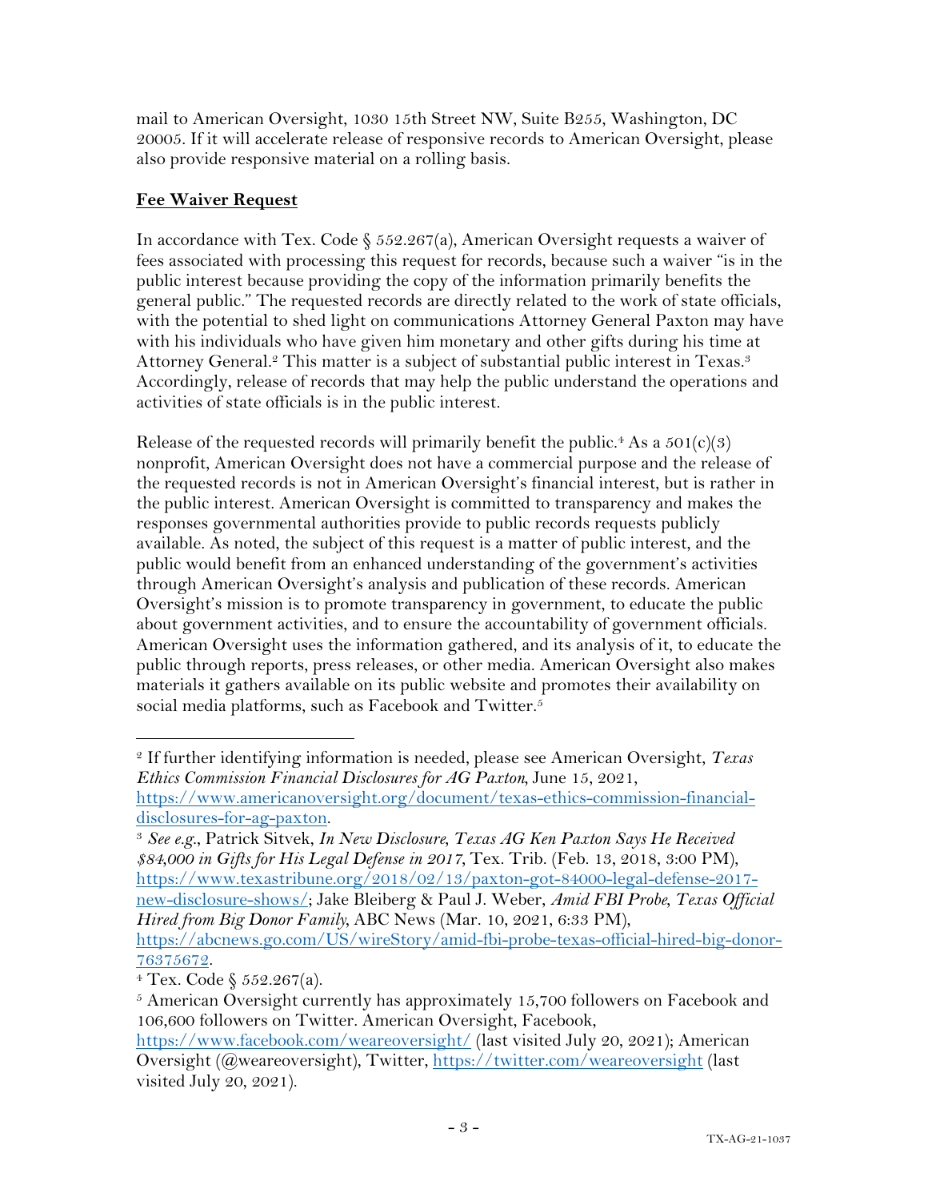mail to American Oversight, 1030 15th Street NW, Suite B255, Washington, DC 20005. If it will accelerate release of responsive records to American Oversight, please also provide responsive material on a rolling basis.

**Fee Waiver Request**

In accordance with Tex. Code § 552.267(a), American Oversight requests a waiver of fees associated with processing this request for records, because such a waiver "is in the public interest because providing the copy of the information primarily benefits the general public." The requested records are directly related to the work of state officials, with the potential to shed light on communications Attorney General Paxton may have with his individuals who have given him monetary and other gifts during his time at Attorney General.[2] This matter is a subject of substantial public interest in Texas.[3] Accordingly, release of records that may help the public understand the operations and activities of state officials is in the public interest.

Release of the requested records will primarily benefit the public.[4] As a 501(c)(3) nonprofit, American Oversight does not have a commercial purpose and the release of the requested records is not in American Oversight's financial interest, but is rather in the public interest. American Oversight is committed to transparency and makes the responses governmental authorities provide to public records requests publicly available. As noted, the subject of this request is a matter of public interest, and the public would benefit from an enhanced understanding of the government's activities through American Oversight's analysis and publication of these records. American Oversight's mission is to promote transparency in government, to educate the public about government activities, and to ensure the accountability of government officials. American Oversight uses the information gathered, and its analysis of it, to educate the public through reports, press releases, or other media. American Oversight also makes materials it gathers available on its public website and promotes their availability on social media platforms, such as Facebook and Twitter.[5]

---

[2] If further identifying information is needed, please see American Oversight, *Texas Ethics Commission Financial Disclosures for AG Paxton*, June 15, 2021, https://www.americanoversight.org/document/texas-ethics-commission-financial-disclosures-for-ag-paxton.

[3] *See e.g.*, Patrick Sitvek, *In New Disclosure, Texas AG Ken Paxton Says He Received $84,000 in Gifts for His Legal Defense in 2017*, Tex. Trib. (Feb. 13, 2018, 3:00 PM), https://www.texastribune.org/2018/02/13/paxton-got-84000-legal-defense-2017-new-disclosure-shows/; Jake Bleiberg & Paul J. Weber, *Amid FBI Probe, Texas Official Hired from Big Donor Family*, ABC News (Mar. 10, 2021, 6:33 PM), https://abcnews.go.com/US/wireStory/amid-fbi-probe-texas-official-hired-big-donor-76375672.

[4] Tex. Code § 552.267(a).

[5] American Oversight currently has approximately 15,700 followers on Facebook and 106,600 followers on Twitter. American Oversight, Facebook, https://www.facebook.com/weareoversight/ (last visited July 20, 2021); American Oversight (@weareoversight), Twitter, https://twitter.com/weareoversight (last visited July 20, 2021).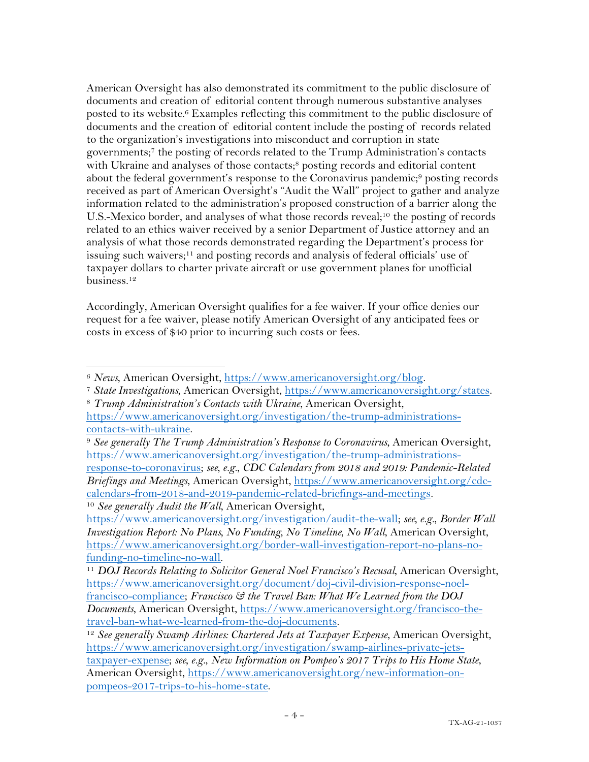American Oversight has also demonstrated its commitment to the public disclosure of documents and creation of editorial content through numerous substantive analyses posted to its website.[6] Examples reflecting this commitment to the public disclosure of documents and the creation of editorial content include the posting of records related to the organization's investigations into misconduct and corruption in state governments;[7] the posting of records related to the Trump Administration's contacts with Ukraine and analyses of those contacts;[8] posting records and editorial content about the federal government's response to the Coronavirus pandemic;[9] posting records received as part of American Oversight's "Audit the Wall" project to gather and analyze information related to the administration's proposed construction of a barrier along the U.S.-Mexico border, and analyses of what those records reveal;[10] the posting of records related to an ethics waiver received by a senior Department of Justice attorney and an analysis of what those records demonstrated regarding the Department's process for issuing such waivers;[11] and posting records and analysis of federal officials' use of taxpayer dollars to charter private aircraft or use government planes for unofficial business.[12]

Accordingly, American Oversight qualifies for a fee waiver. If your office denies our request for a fee waiver, please notify American Oversight of any anticipated fees or costs in excess of $40 prior to incurring such costs or fees.

---

[6] *News*, American Oversight, https://www.americanoversight.org/blog.

[7] *State Investigations*, American Oversight, https://www.americanoversight.org/states.

[8] *Trump Administration's Contacts with Ukraine*, American Oversight, https://www.americanoversight.org/investigation/the-trump-administrations-contacts-with-ukraine.

[9] *See generally The Trump Administration's Response to Coronavirus*, American Oversight, https://www.americanoversight.org/investigation/the-trump-administrations-response-to-coronavirus; *see, e.g.*, *CDC Calendars from 2018 and 2019: Pandemic-Related Briefings and Meetings*, American Oversight, https://www.americanoversight.org/cdc-calendars-from-2018-and-2019-pandemic-related-briefings-and-meetings.

[10] *See generally Audit the Wall*, American Oversight, https://www.americanoversight.org/investigation/audit-the-wall; *see, e.g.*, *Border Wall Investigation Report: No Plans, No Funding, No Timeline, No Wall*, American Oversight, https://www.americanoversight.org/border-wall-investigation-report-no-plans-no-funding-no-timeline-no-wall.

[11] *DOJ Records Relating to Solicitor General Noel Francisco's Recusal*, American Oversight, https://www.americanoversight.org/document/doj-civil-division-response-noel-francisco-compliance; *Francisco & the Travel Ban: What We Learned from the DOJ Documents*, American Oversight, https://www.americanoversight.org/francisco-the-travel-ban-what-we-learned-from-the-doj-documents.

[12] *See generally Swamp Airlines: Chartered Jets at Taxpayer Expense*, American Oversight, https://www.americanoversight.org/investigation/swamp-airlines-private-jets-taxpayer-expense; *see, e.g.*, *New Information on Pompeo's 2017 Trips to His Home State*, American Oversight, https://www.americanoversight.org/new-information-on-pompeos-2017-trips-to-his-home-state.

TX-AG-21-1037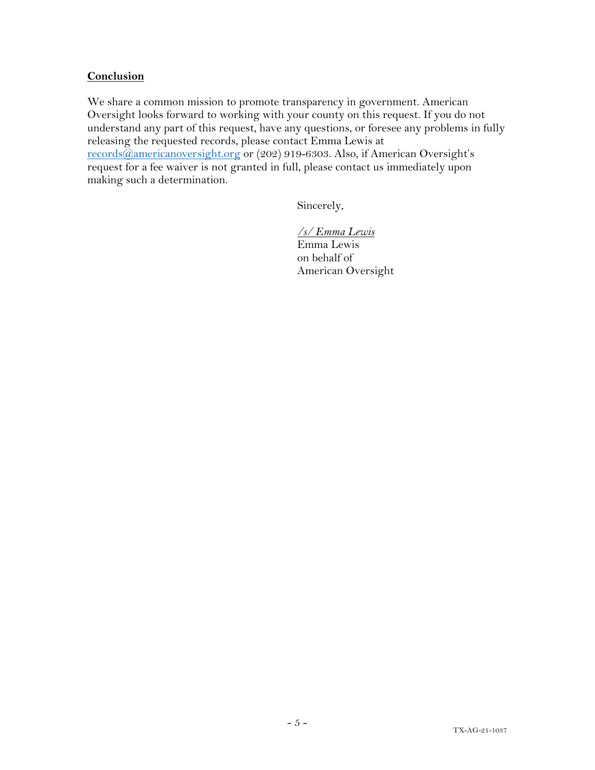**Conclusion**

We share a common mission to promote transparency in government. American Oversight looks forward to working with your county on this request. If you do not understand any part of this request, have any questions, or foresee any problems in fully releasing the requested records, please contact Emma Lewis at records@americanoversight.org or (202) 919-6303. Also, if American Oversight's request for a fee waiver is not granted in full, please contact us immediately upon making such a determination.

Sincerely,

*/s/ Emma Lewis*
Emma Lewis
on behalf of
American Oversight

TX-AG-21-1037